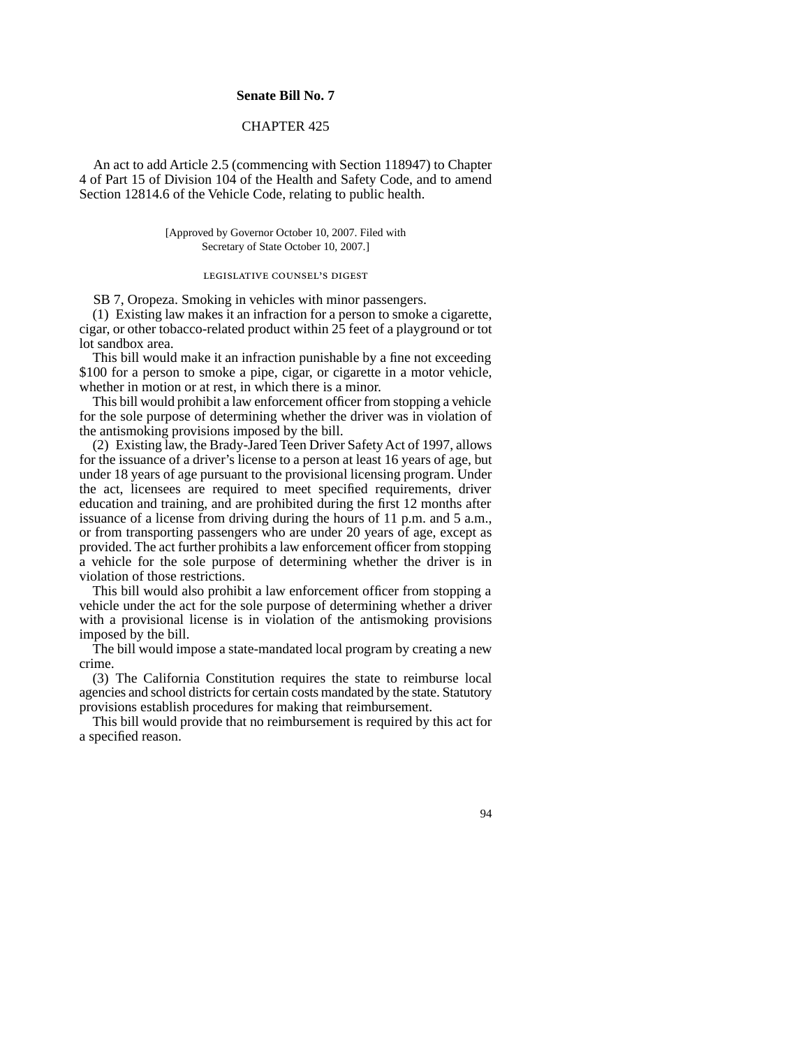**Senate Bill No. 7**

CHAPTER 425

An act to add Article 2.5 (commencing with Section 118947) to Chapter 4 of Part 15 of Division 104 of the Health and Safety Code, and to amend Section 12814.6 of the Vehicle Code, relating to public health.

[Approved by Governor October 10, 2007. Filed with Secretary of State October 10, 2007.]

LEGISLATIVE COUNSEL'S DIGEST

SB 7, Oropeza. Smoking in vehicles with minor passengers.

(1) Existing law makes it an infraction for a person to smoke a cigarette, cigar, or other tobacco-related product within 25 feet of a playground or tot lot sandbox area.

This bill would make it an infraction punishable by a fine not exceeding $100 for a person to smoke a pipe, cigar, or cigarette in a motor vehicle, whether in motion or at rest, in which there is a minor.

This bill would prohibit a law enforcement officer from stopping a vehicle for the sole purpose of determining whether the driver was in violation of the antismoking provisions imposed by the bill.

(2) Existing law, the Brady-Jared Teen Driver Safety Act of 1997, allows for the issuance of a driver's license to a person at least 16 years of age, but under 18 years of age pursuant to the provisional licensing program. Under the act, licensees are required to meet specified requirements, driver education and training, and are prohibited during the first 12 months after issuance of a license from driving during the hours of 11 p.m. and 5 a.m., or from transporting passengers who are under 20 years of age, except as provided. The act further prohibits a law enforcement officer from stopping a vehicle for the sole purpose of determining whether the driver is in violation of those restrictions.

This bill would also prohibit a law enforcement officer from stopping a vehicle under the act for the sole purpose of determining whether a driver with a provisional license is in violation of the antismoking provisions imposed by the bill.

The bill would impose a state-mandated local program by creating a new crime.

(3) The California Constitution requires the state to reimburse local agencies and school districts for certain costs mandated by the state. Statutory provisions establish procedures for making that reimbursement.

This bill would provide that no reimbursement is required by this act for a specified reason.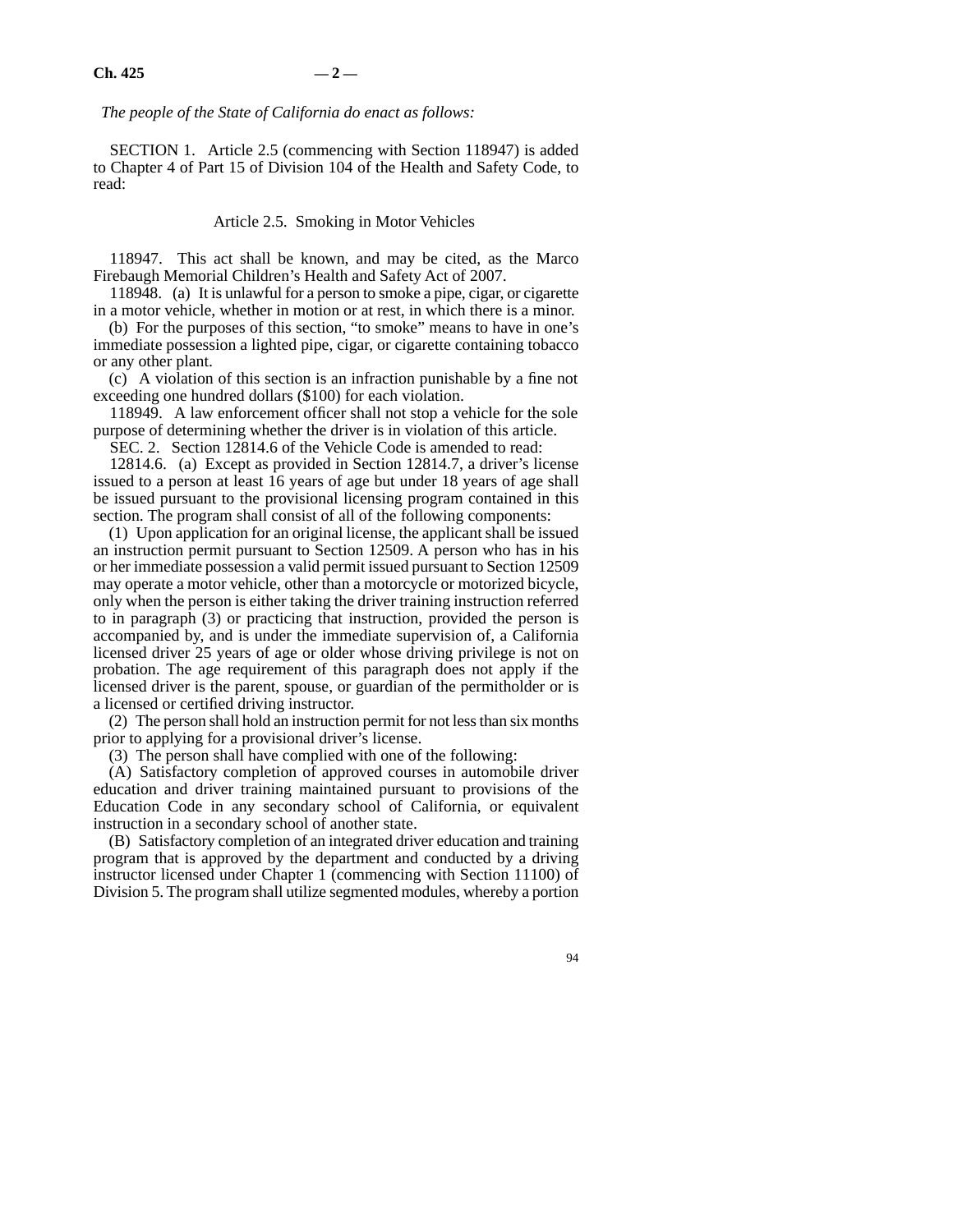*The people of the State of California do enact as follows:*

SECTION 1. Article 2.5 (commencing with Section 118947) is added to Chapter 4 of Part 15 of Division 104 of the Health and Safety Code, to read:

Article 2.5. Smoking in Motor Vehicles

118947. This act shall be known, and may be cited, as the Marco Firebaugh Memorial Children's Health and Safety Act of 2007.

118948. (a) It is unlawful for a person to smoke a pipe, cigar, or cigarette in a motor vehicle, whether in motion or at rest, in which there is a minor.

(b) For the purposes of this section, "to smoke" means to have in one's immediate possession a lighted pipe, cigar, or cigarette containing tobacco or any other plant.

(c) A violation of this section is an infraction punishable by a fine not exceeding one hundred dollars ($100) for each violation.

118949. A law enforcement officer shall not stop a vehicle for the sole purpose of determining whether the driver is in violation of this article.

SEC. 2. Section 12814.6 of the Vehicle Code is amended to read:

12814.6. (a) Except as provided in Section 12814.7, a driver's license issued to a person at least 16 years of age but under 18 years of age shall be issued pursuant to the provisional licensing program contained in this section. The program shall consist of all of the following components:

(1) Upon application for an original license, the applicant shall be issued an instruction permit pursuant to Section 12509. A person who has in his or her immediate possession a valid permit issued pursuant to Section 12509 may operate a motor vehicle, other than a motorcycle or motorized bicycle, only when the person is either taking the driver training instruction referred to in paragraph (3) or practicing that instruction, provided the person is accompanied by, and is under the immediate supervision of, a California licensed driver 25 years of age or older whose driving privilege is not on probation. The age requirement of this paragraph does not apply if the licensed driver is the parent, spouse, or guardian of the permitholder or is a licensed or certified driving instructor.

(2) The person shall hold an instruction permit for not less than six months prior to applying for a provisional driver's license.

(3) The person shall have complied with one of the following:

(A) Satisfactory completion of approved courses in automobile driver education and driver training maintained pursuant to provisions of the Education Code in any secondary school of California, or equivalent instruction in a secondary school of another state.

(B) Satisfactory completion of an integrated driver education and training program that is approved by the department and conducted by a driving instructor licensed under Chapter 1 (commencing with Section 11100) of Division 5. The program shall utilize segmented modules, whereby a portion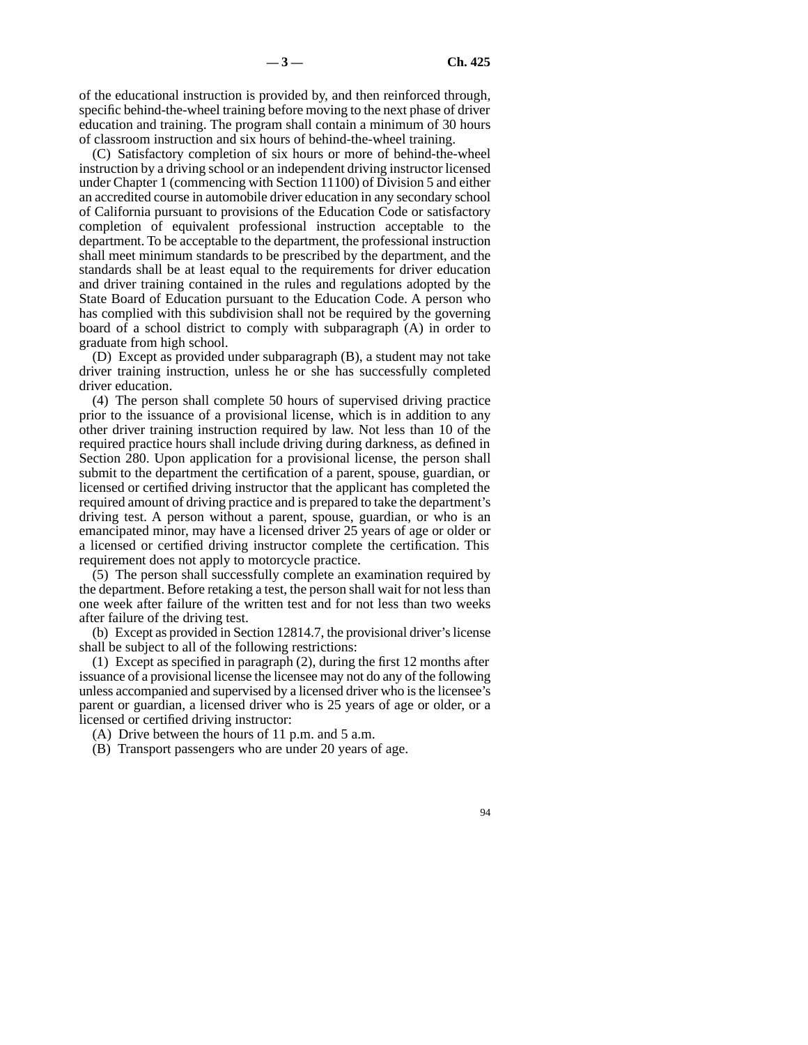of the educational instruction is provided by, and then reinforced through, specific behind-the-wheel training before moving to the next phase of driver education and training. The program shall contain a minimum of 30 hours of classroom instruction and six hours of behind-the-wheel training.

(C) Satisfactory completion of six hours or more of behind-the-wheel instruction by a driving school or an independent driving instructor licensed under Chapter 1 (commencing with Section 11100) of Division 5 and either an accredited course in automobile driver education in any secondary school of California pursuant to provisions of the Education Code or satisfactory completion of equivalent professional instruction acceptable to the department. To be acceptable to the department, the professional instruction shall meet minimum standards to be prescribed by the department, and the standards shall be at least equal to the requirements for driver education and driver training contained in the rules and regulations adopted by the State Board of Education pursuant to the Education Code. A person who has complied with this subdivision shall not be required by the governing board of a school district to comply with subparagraph (A) in order to graduate from high school.

(D) Except as provided under subparagraph (B), a student may not take driver training instruction, unless he or she has successfully completed driver education.

(4) The person shall complete 50 hours of supervised driving practice prior to the issuance of a provisional license, which is in addition to any other driver training instruction required by law. Not less than 10 of the required practice hours shall include driving during darkness, as defined in Section 280. Upon application for a provisional license, the person shall submit to the department the certification of a parent, spouse, guardian, or licensed or certified driving instructor that the applicant has completed the required amount of driving practice and is prepared to take the department's driving test. A person without a parent, spouse, guardian, or who is an emancipated minor, may have a licensed driver 25 years of age or older or a licensed or certified driving instructor complete the certification. This requirement does not apply to motorcycle practice.

(5) The person shall successfully complete an examination required by the department. Before retaking a test, the person shall wait for not less than one week after failure of the written test and for not less than two weeks after failure of the driving test.

(b) Except as provided in Section 12814.7, the provisional driver's license shall be subject to all of the following restrictions:

(1) Except as specified in paragraph (2), during the first 12 months after issuance of a provisional license the licensee may not do any of the following unless accompanied and supervised by a licensed driver who is the licensee's parent or guardian, a licensed driver who is 25 years of age or older, or a licensed or certified driving instructor:

(A) Drive between the hours of 11 p.m. and 5 a.m.

(B) Transport passengers who are under 20 years of age.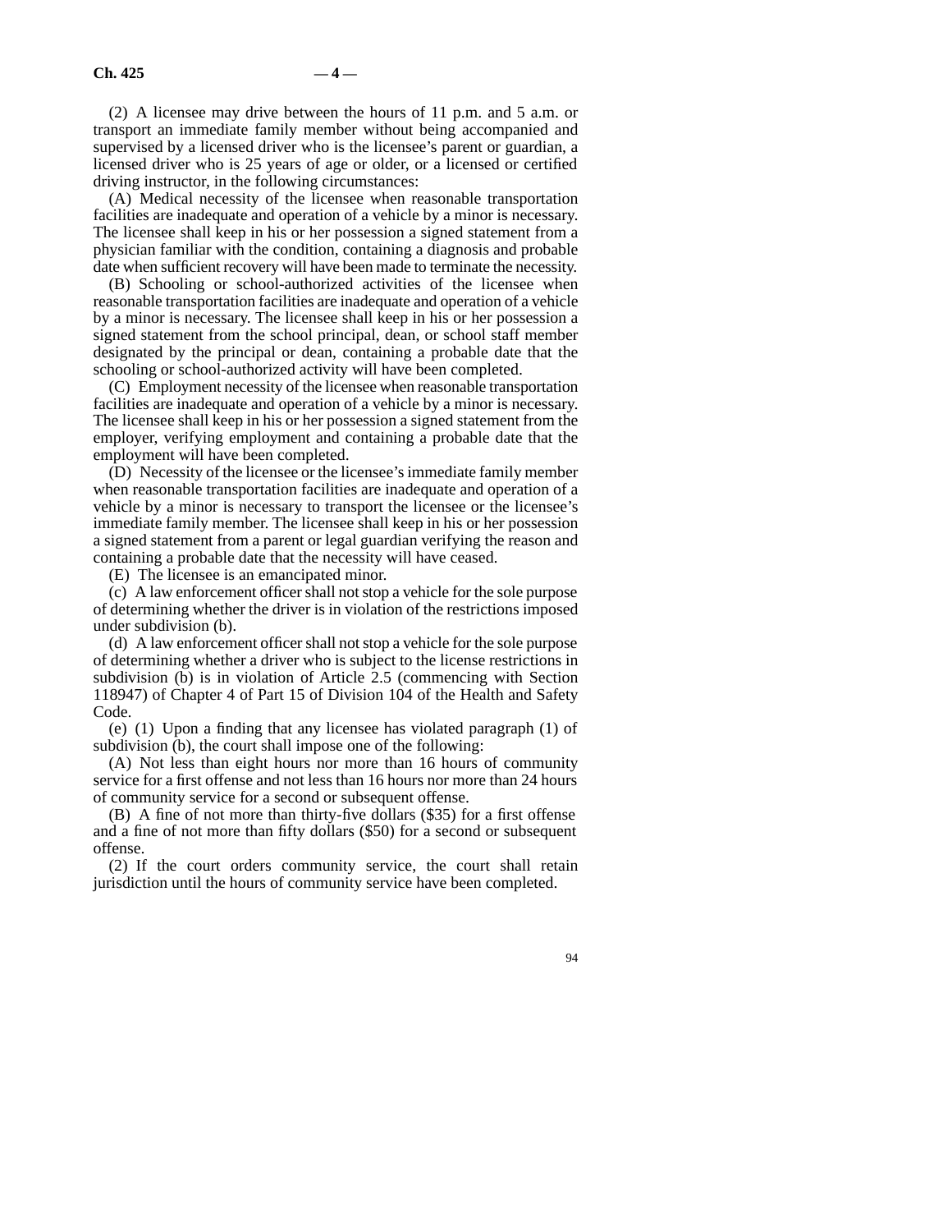(2) A licensee may drive between the hours of 11 p.m. and 5 a.m. or transport an immediate family member without being accompanied and supervised by a licensed driver who is the licensee's parent or guardian, a licensed driver who is 25 years of age or older, or a licensed or certified driving instructor, in the following circumstances:

(A) Medical necessity of the licensee when reasonable transportation facilities are inadequate and operation of a vehicle by a minor is necessary. The licensee shall keep in his or her possession a signed statement from a physician familiar with the condition, containing a diagnosis and probable date when sufficient recovery will have been made to terminate the necessity.

(B) Schooling or school-authorized activities of the licensee when reasonable transportation facilities are inadequate and operation of a vehicle by a minor is necessary. The licensee shall keep in his or her possession a signed statement from the school principal, dean, or school staff member designated by the principal or dean, containing a probable date that the schooling or school-authorized activity will have been completed.

(C) Employment necessity of the licensee when reasonable transportation facilities are inadequate and operation of a vehicle by a minor is necessary. The licensee shall keep in his or her possession a signed statement from the employer, verifying employment and containing a probable date that the employment will have been completed.

(D) Necessity of the licensee or the licensee's immediate family member when reasonable transportation facilities are inadequate and operation of a vehicle by a minor is necessary to transport the licensee or the licensee's immediate family member. The licensee shall keep in his or her possession a signed statement from a parent or legal guardian verifying the reason and containing a probable date that the necessity will have ceased.

(E) The licensee is an emancipated minor.

(c) A law enforcement officer shall not stop a vehicle for the sole purpose of determining whether the driver is in violation of the restrictions imposed under subdivision (b).

(d) A law enforcement officer shall not stop a vehicle for the sole purpose of determining whether a driver who is subject to the license restrictions in subdivision (b) is in violation of Article 2.5 (commencing with Section 118947) of Chapter 4 of Part 15 of Division 104 of the Health and Safety Code.

(e) (1) Upon a finding that any licensee has violated paragraph (1) of subdivision (b), the court shall impose one of the following:

(A) Not less than eight hours nor more than 16 hours of community service for a first offense and not less than 16 hours nor more than 24 hours of community service for a second or subsequent offense.

(B) A fine of not more than thirty-five dollars ($35) for a first offense and a fine of not more than fifty dollars ($50) for a second or subsequent offense.

(2) If the court orders community service, the court shall retain jurisdiction until the hours of community service have been completed.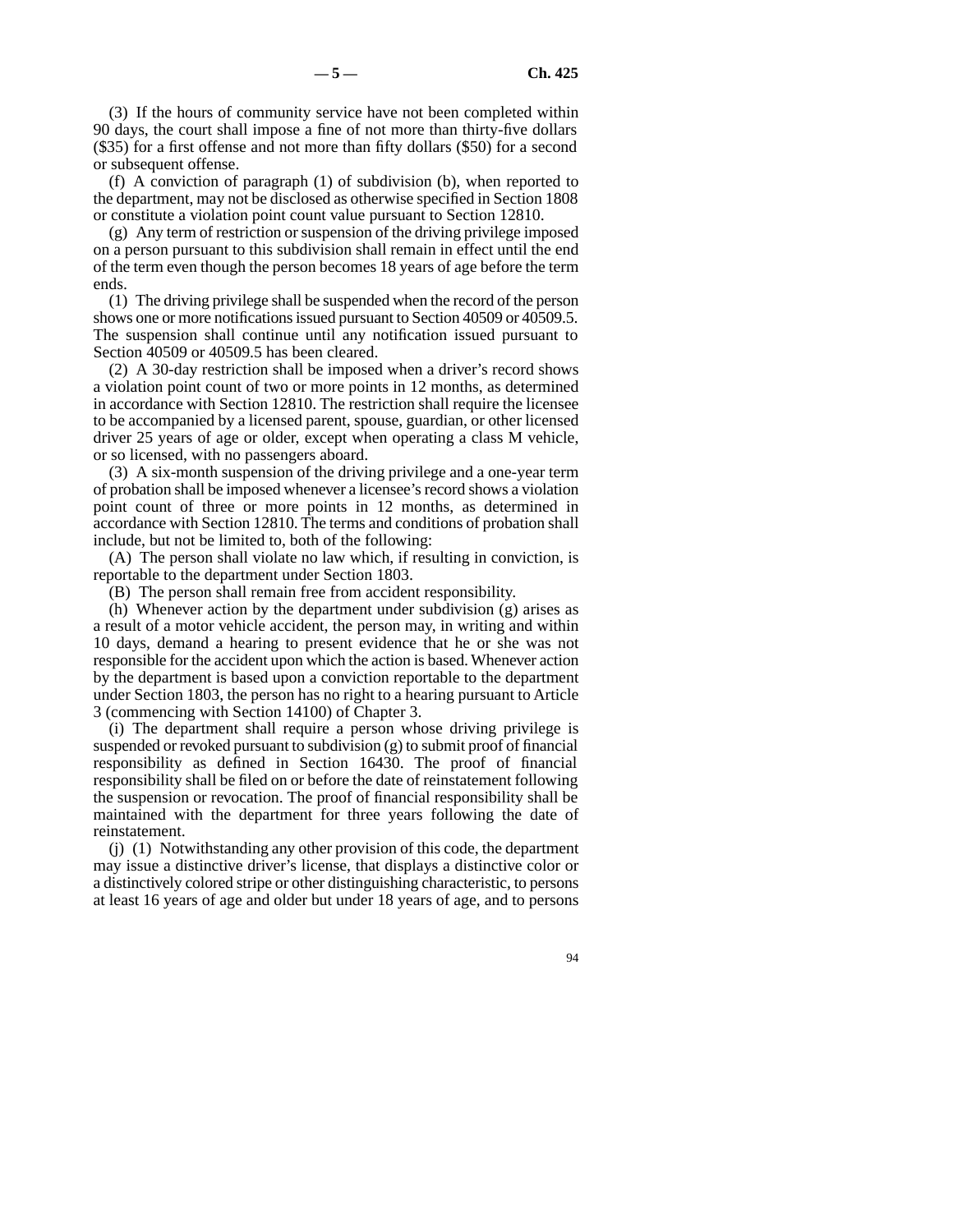(3) If the hours of community service have not been completed within 90 days, the court shall impose a fine of not more than thirty-five dollars ($35) for a first offense and not more than fifty dollars ($50) for a second or subsequent offense.

(f) A conviction of paragraph (1) of subdivision (b), when reported to the department, may not be disclosed as otherwise specified in Section 1808 or constitute a violation point count value pursuant to Section 12810.

(g) Any term of restriction or suspension of the driving privilege imposed on a person pursuant to this subdivision shall remain in effect until the end of the term even though the person becomes 18 years of age before the term ends.

(1) The driving privilege shall be suspended when the record of the person shows one or more notifications issued pursuant to Section 40509 or 40509.5. The suspension shall continue until any notification issued pursuant to Section 40509 or 40509.5 has been cleared.

(2) A 30-day restriction shall be imposed when a driver's record shows a violation point count of two or more points in 12 months, as determined in accordance with Section 12810. The restriction shall require the licensee to be accompanied by a licensed parent, spouse, guardian, or other licensed driver 25 years of age or older, except when operating a class M vehicle, or so licensed, with no passengers aboard.

(3) A six-month suspension of the driving privilege and a one-year term of probation shall be imposed whenever a licensee's record shows a violation point count of three or more points in 12 months, as determined in accordance with Section 12810. The terms and conditions of probation shall include, but not be limited to, both of the following:

(A) The person shall violate no law which, if resulting in conviction, is reportable to the department under Section 1803.

(B) The person shall remain free from accident responsibility.

(h) Whenever action by the department under subdivision (g) arises as a result of a motor vehicle accident, the person may, in writing and within 10 days, demand a hearing to present evidence that he or she was not responsible for the accident upon which the action is based. Whenever action by the department is based upon a conviction reportable to the department under Section 1803, the person has no right to a hearing pursuant to Article 3 (commencing with Section 14100) of Chapter 3.

(i) The department shall require a person whose driving privilege is suspended or revoked pursuant to subdivision (g) to submit proof of financial responsibility as defined in Section 16430. The proof of financial responsibility shall be filed on or before the date of reinstatement following the suspension or revocation. The proof of financial responsibility shall be maintained with the department for three years following the date of reinstatement.

(j) (1) Notwithstanding any other provision of this code, the department may issue a distinctive driver's license, that displays a distinctive color or a distinctively colored stripe or other distinguishing characteristic, to persons at least 16 years of age and older but under 18 years of age, and to persons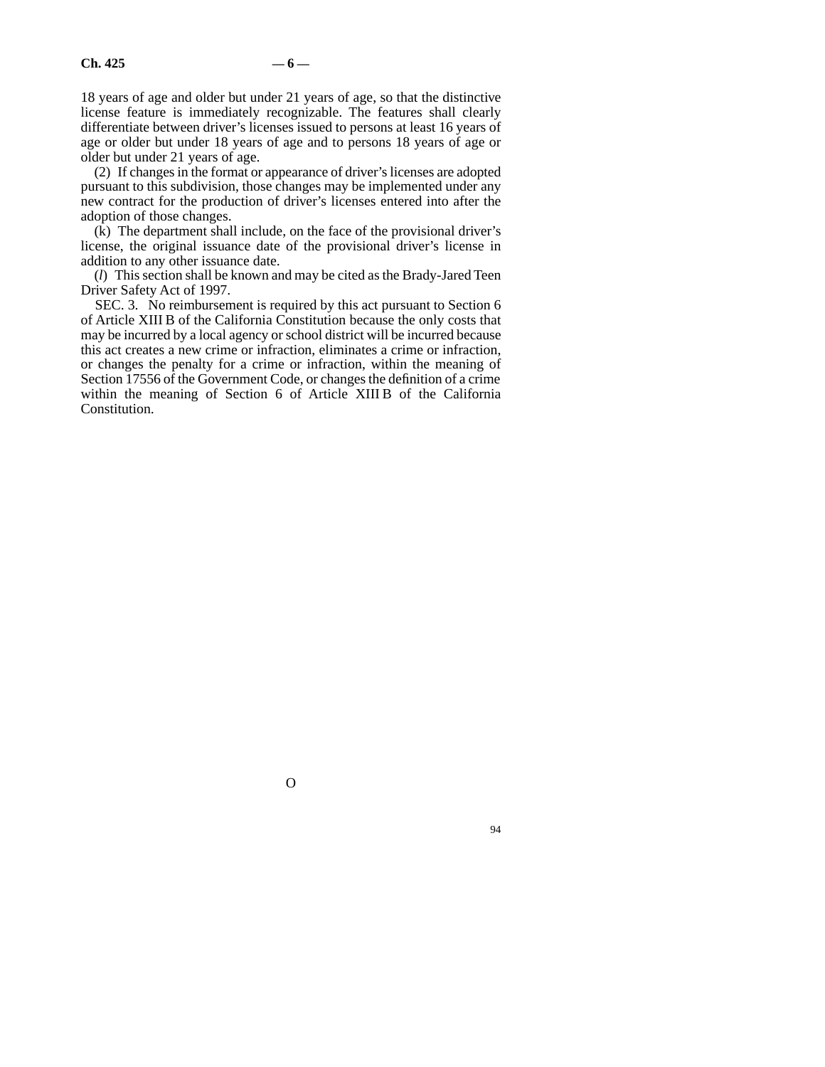18 years of age and older but under 21 years of age, so that the distinctive license feature is immediately recognizable. The features shall clearly differentiate between driver's licenses issued to persons at least 16 years of age or older but under 18 years of age and to persons 18 years of age or older but under 21 years of age.

(2) If changes in the format or appearance of driver's licenses are adopted pursuant to this subdivision, those changes may be implemented under any new contract for the production of driver's licenses entered into after the adoption of those changes.

(k) The department shall include, on the face of the provisional driver's license, the original issuance date of the provisional driver's license in addition to any other issuance date.

(*l*) This section shall be known and may be cited as the Brady-Jared Teen Driver Safety Act of 1997.

SEC. 3. No reimbursement is required by this act pursuant to Section 6 of Article XIII B of the California Constitution because the only costs that may be incurred by a local agency or school district will be incurred because this act creates a new crime or infraction, eliminates a crime or infraction, or changes the penalty for a crime or infraction, within the meaning of Section 17556 of the Government Code, or changes the definition of a crime within the meaning of Section 6 of Article XIII B of the California Constitution.

O